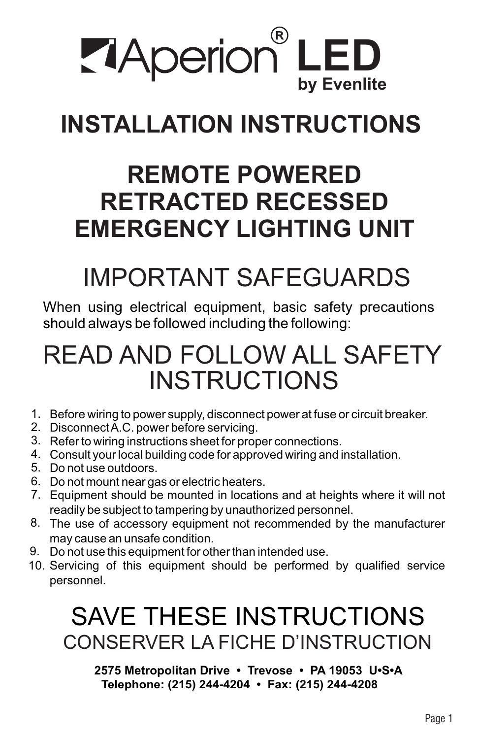# Aperion® LED

by Evenlite

# INSTALLATION INSTRUCTIONS

# REMOTE POWERED RETRACTED RECESSED EMERGENCY LIGHTING UNIT

## IMPORTANT SAFEGUARDS

When using electrical equipment, basic safety precautions should always be followed including the following:

## READ AND FOLLOW ALL SAFETY INSTRUCTIONS

1. Before wiring to power supply, disconnect power at fuse or circuit breaker.
2. Disconnect A.C. power before servicing.
3. Refer to wiring instructions sheet for proper connections.
4. Consult your local building code for approved wiring and installation.
5. Do not use outdoors.
6. Do not mount near gas or electric heaters.
7. Equipment should be mounted in locations and at heights where it will not readily be subject to tampering by unauthorized personnel.
8. The use of accessory equipment not recommended by the manufacturer may cause an unsafe condition.
9. Do not use this equipment for other than intended use.
10. Servicing of this equipment should be performed by qualified service personnel.

## SAVE THESE INSTRUCTIONS

CONSERVER LA FICHE D'INSTRUCTION

**2575 Metropolitan Drive • Trevose • PA 19053 U•S•A**
**Telephone: (215) 244-4204 • Fax: (215) 244-4208**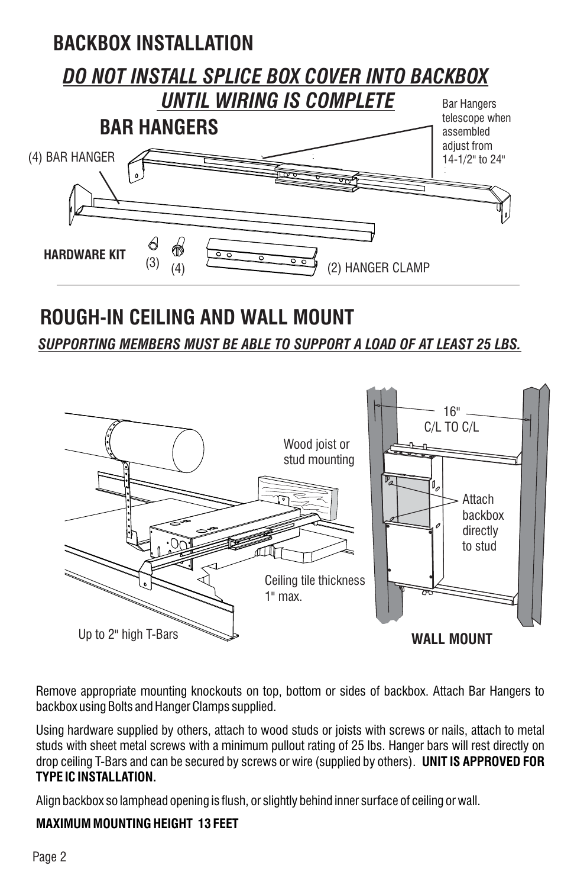# BACKBOX INSTALLATION

## *DO NOT INSTALL SPLICE BOX COVER INTO BACKBOX UNTIL WIRING IS COMPLETE*

## BAR HANGERS

(4) BAR HANGER

Bar Hangers telescope when assembled adjust from 14-1/2" to 24"

**HARDWARE KIT** (3) (4) (2) HANGER CLAMP

# ROUGH-IN CEILING AND WALL MOUNT

***SUPPORTING MEMBERS MUST BE ABLE TO SUPPORT A LOAD OF AT LEAST 25 LBS.***

Wood joist or stud mounting

Ceiling tile thickness 1" max.

Up to 2" high T-Bars

16" C/L TO C/L

Attach backbox directly to stud

**WALL MOUNT**

Remove appropriate mounting knockouts on top, bottom or sides of backbox. Attach Bar Hangers to backbox using Bolts and Hanger Clamps supplied.

Using hardware supplied by others, attach to wood studs or joists with screws or nails, attach to metal studs with sheet metal screws with a minimum pullout rating of 25 lbs. Hanger bars will rest directly on drop ceiling T-Bars and can be secured by screws or wire (supplied by others). **UNIT IS APPROVED FOR TYPE IC INSTALLATION.**

Align backbox so lamphead opening is flush, or slightly behind inner surface of ceiling or wall.

**MAXIMUM MOUNTING HEIGHT 13 FEET**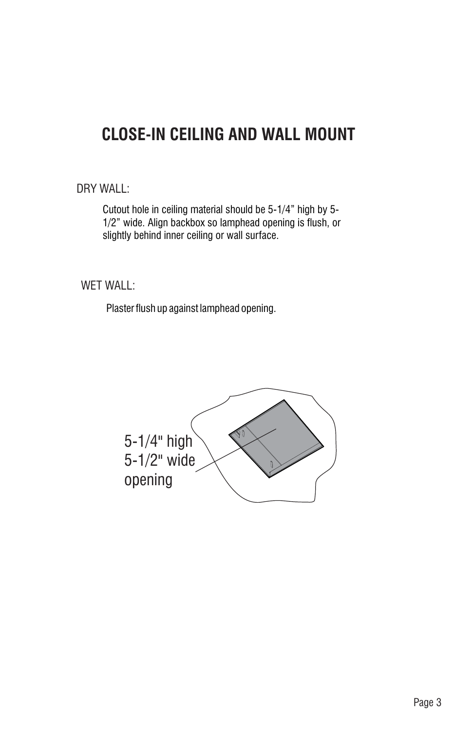# CLOSE-IN CEILING AND WALL MOUNT

DRY WALL:

Cutout hole in ceiling material should be 5-1/4" high by 5-1/2" wide. Align backbox so lamphead opening is flush, or slightly behind inner ceiling or wall surface.

WET WALL:

Plaster flush up against lamphead opening.

5-1/4" high
5-1/2" wide
opening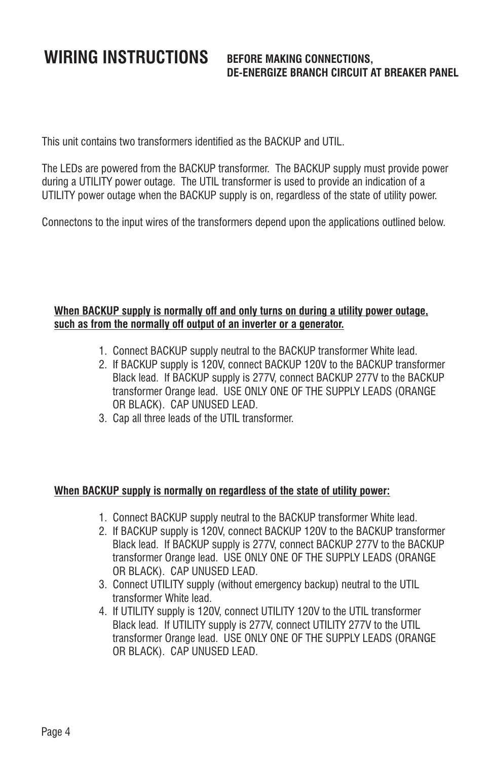# WIRING INSTRUCTIONS

**BEFORE MAKING CONNECTIONS, DE-ENERGIZE BRANCH CIRCUIT AT BREAKER PANEL**

This unit contains two transformers identified as the BACKUP and UTIL.

The LEDs are powered from the BACKUP transformer. The BACKUP supply must provide power during a UTILITY power outage. The UTIL transformer is used to provide an indication of a UTILITY power outage when the BACKUP supply is on, regardless of the state of utility power.

Connectons to the input wires of the transformers depend upon the applications outlined below.

**<u>When BACKUP supply is normally off and only turns on during a utility power outage, such as from the normally off output of an inverter or a generator.</u>**

1. Connect BACKUP supply neutral to the BACKUP transformer White lead.
2. If BACKUP supply is 120V, connect BACKUP 120V to the BACKUP transformer Black lead. If BACKUP supply is 277V, connect BACKUP 277V to the BACKUP transformer Orange lead. USE ONLY ONE OF THE SUPPLY LEADS (ORANGE OR BLACK). CAP UNUSED LEAD.
3. Cap all three leads of the UTIL transformer.

**<u>When BACKUP supply is normally on regardless of the state of utility power:</u>**

1. Connect BACKUP supply neutral to the BACKUP transformer White lead.
2. If BACKUP supply is 120V, connect BACKUP 120V to the BACKUP transformer Black lead. If BACKUP supply is 277V, connect BACKUP 277V to the BACKUP transformer Orange lead. USE ONLY ONE OF THE SUPPLY LEADS (ORANGE OR BLACK). CAP UNUSED LEAD.
3. Connect UTILITY supply (without emergency backup) neutral to the UTIL transformer White lead.
4. If UTILITY supply is 120V, connect UTILITY 120V to the UTIL transformer Black lead. If UTILITY supply is 277V, connect UTILITY 277V to the UTIL transformer Orange lead. USE ONLY ONE OF THE SUPPLY LEADS (ORANGE OR BLACK). CAP UNUSED LEAD.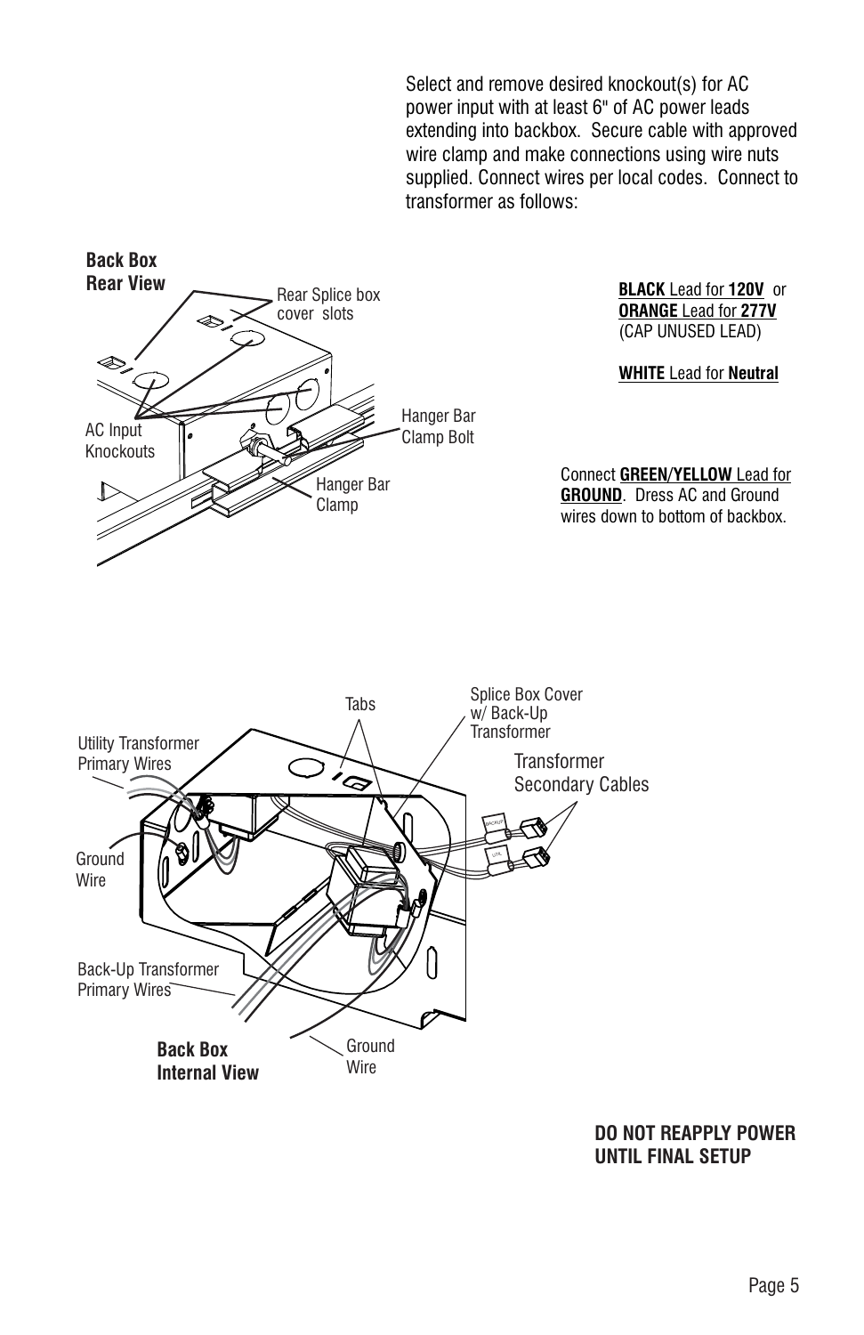Select and remove desired knockout(s) for AC power input with at least 6" of AC power leads extending into backbox. Secure cable with approved wire clamp and make connections using wire nuts supplied. Connect wires per local codes. Connect to transformer as follows:

**Back Box Rear View**

Rear Splice box cover slots

AC Input Knockouts

Hanger Bar Clamp Bolt

Hanger Bar Clamp

**BLACK** Lead for **120V** or
**ORANGE** Lead for **277V**
(CAP UNUSED LEAD)

**WHITE** Lead for **Neutral**

Connect **GREEN/YELLOW** Lead for **GROUND**. Dress AC and Ground wires down to bottom of backbox.

Tabs

Splice Box Cover w/ Back-Up Transformer

Utility Transformer Primary Wires

Transformer Secondary Cables

Ground Wire

Back-Up Transformer Primary Wires

**Back Box Internal View**

Ground Wire

**DO NOT REAPPLY POWER UNTIL FINAL SETUP**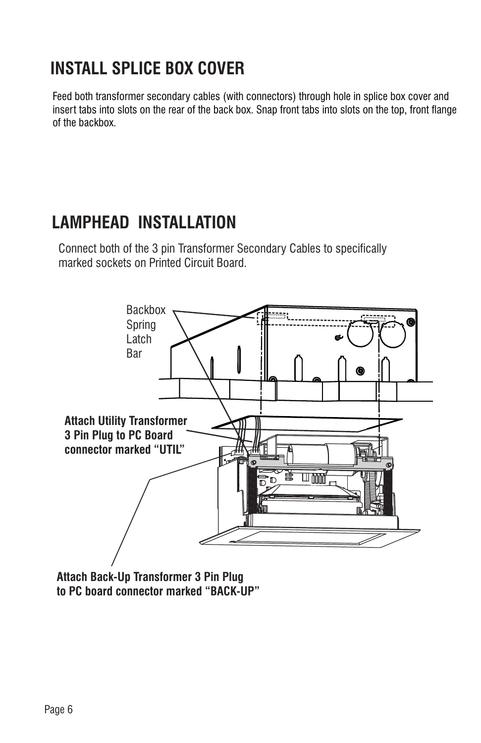# INSTALL SPLICE BOX COVER

Feed both transformer secondary cables (with connectors) through hole in splice box cover and insert tabs into slots on the rear of the back box. Snap front tabs into slots on the top, front flange of the backbox.

# LAMPHEAD INSTALLATION

Connect both of the 3 pin Transformer Secondary Cables to specifically marked sockets on Printed Circuit Board.

Backbox Spring Latch Bar

**Attach Utility Transformer 3 Pin Plug to PC Board connector marked "UTIL"**

**Attach Back-Up Transformer 3 Pin Plug to PC board connector marked "BACK-UP"**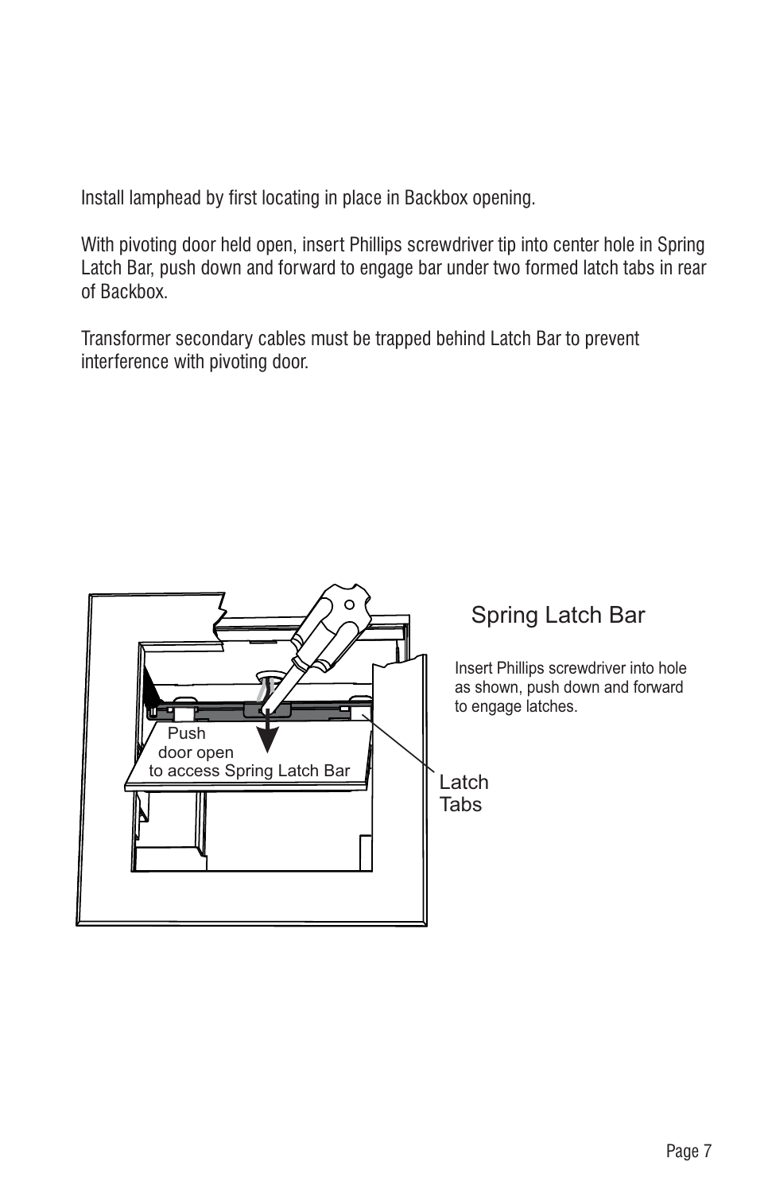Install lamphead by first locating in place in Backbox opening.

With pivoting door held open, insert Phillips screwdriver tip into center hole in Spring Latch Bar, push down and forward to engage bar under two formed latch tabs in rear of Backbox.

Transformer secondary cables must be trapped behind Latch Bar to prevent interference with pivoting door.

Push door open to access Spring Latch Bar

Latch Tabs

## Spring Latch Bar

Insert Phillips screwdriver into hole as shown, push down and forward to engage latches.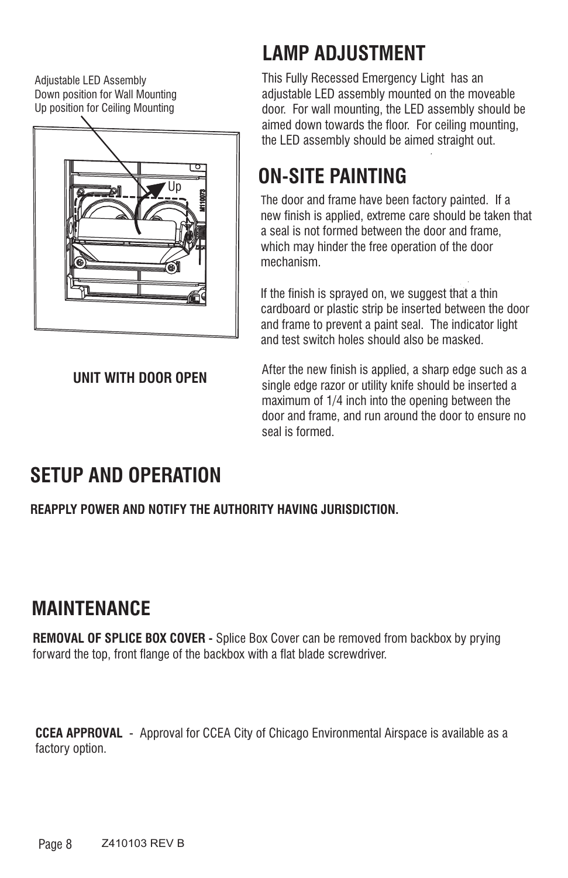Adjustable LED Assembly
Down position for Wall Mounting
Up position for Ceiling Mounting

Up

**UNIT WITH DOOR OPEN**

## LAMP ADJUSTMENT

This Fully Recessed Emergency Light has an adjustable LED assembly mounted on the moveable door. For wall mounting, the LED assembly should be aimed down towards the floor. For ceiling mounting, the LED assembly should be aimed straight out.

## ON-SITE PAINTING

The door and frame have been factory painted. If a new finish is applied, extreme care should be taken that a seal is not formed between the door and frame, which may hinder the free operation of the door mechanism.

If the finish is sprayed on, we suggest that a thin cardboard or plastic strip be inserted between the door and frame to prevent a paint seal. The indicator light and test switch holes should also be masked.

After the new finish is applied, a sharp edge such as a single edge razor or utility knife should be inserted a maximum of 1/4 inch into the opening between the door and frame, and run around the door to ensure no seal is formed.

## SETUP AND OPERATION

**REAPPLY POWER AND NOTIFY THE AUTHORITY HAVING JURISDICTION.**

## MAINTENANCE

**REMOVAL OF SPLICE BOX COVER -** Splice Box Cover can be removed from backbox by prying forward the top, front flange of the backbox with a flat blade screwdriver.

**CCEA APPROVAL** - Approval for CCEA City of Chicago Environmental Airspace is available as a factory option.

Z410103 REV B